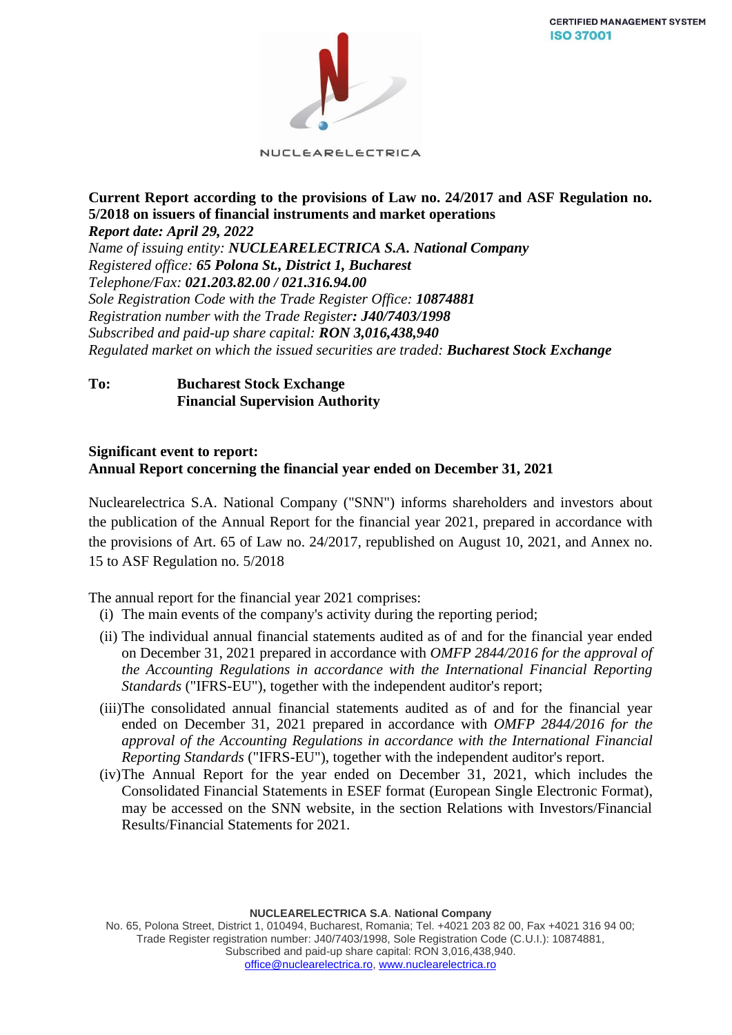CERTIFIED MANAGEMENT SYSTEM
ISO 37001

NUCLEARELECTRICA

**Current Report according to the provisions of Law no. 24/2017 and ASF Regulation no. 5/2018 on issuers of financial instruments and market operations**
***Report date: April 29, 2022***
*Name of issuing entity:* ***NUCLEARELECTRICA S.A. National Company***
*Registered office:* ***65 Polona St., District 1, Bucharest***
*Telephone/Fax:* ***021.203.82.00 / 021.316.94.00***
*Sole Registration Code with the Trade Register Office:* ***10874881***
*Registration number with the Trade Register****: J40/7403/1998***
*Subscribed and paid-up share capital:* ***RON 3,016,438,940***
*Regulated market on which the issued securities are traded:* ***Bucharest Stock Exchange***

**To:** **Bucharest Stock Exchange**
**Financial Supervision Authority**

**Significant event to report:**
**Annual Report concerning the financial year ended on December 31, 2021**

Nuclearelectrica S.A. National Company ("SNN") informs shareholders and investors about the publication of the Annual Report for the financial year 2021, prepared in accordance with the provisions of Art. 65 of Law no. 24/2017, republished on August 10, 2021, and Annex no. 15 to ASF Regulation no. 5/2018

The annual report for the financial year 2021 comprises:

(i) The main events of the company's activity during the reporting period;

(ii) The individual annual financial statements audited as of and for the financial year ended on December 31, 2021 prepared in accordance with *OMFP 2844/2016 for the approval of the Accounting Regulations in accordance with the International Financial Reporting Standards* ("IFRS-EU"), together with the independent auditor's report;

(iii) The consolidated annual financial statements audited as of and for the financial year ended on December 31, 2021 prepared in accordance with *OMFP 2844/2016 for the approval of the Accounting Regulations in accordance with the International Financial Reporting Standards* ("IFRS-EU"), together with the independent auditor's report.

(iv) The Annual Report for the year ended on December 31, 2021, which includes the Consolidated Financial Statements in ESEF format (European Single Electronic Format), may be accessed on the SNN website, in the section Relations with Investors/Financial Results/Financial Statements for 2021.

**NUCLEARELECTRICA S.A. National Company**
No. 65, Polona Street, District 1, 010494, Bucharest, Romania; Tel. +4021 203 82 00, Fax +4021 316 94 00;
Trade Register registration number: J40/7403/1998, Sole Registration Code (C.U.I.): 10874881,
Subscribed and paid-up share capital: RON 3,016,438,940.
office@nuclearelectrica.ro, www.nuclearelectrica.ro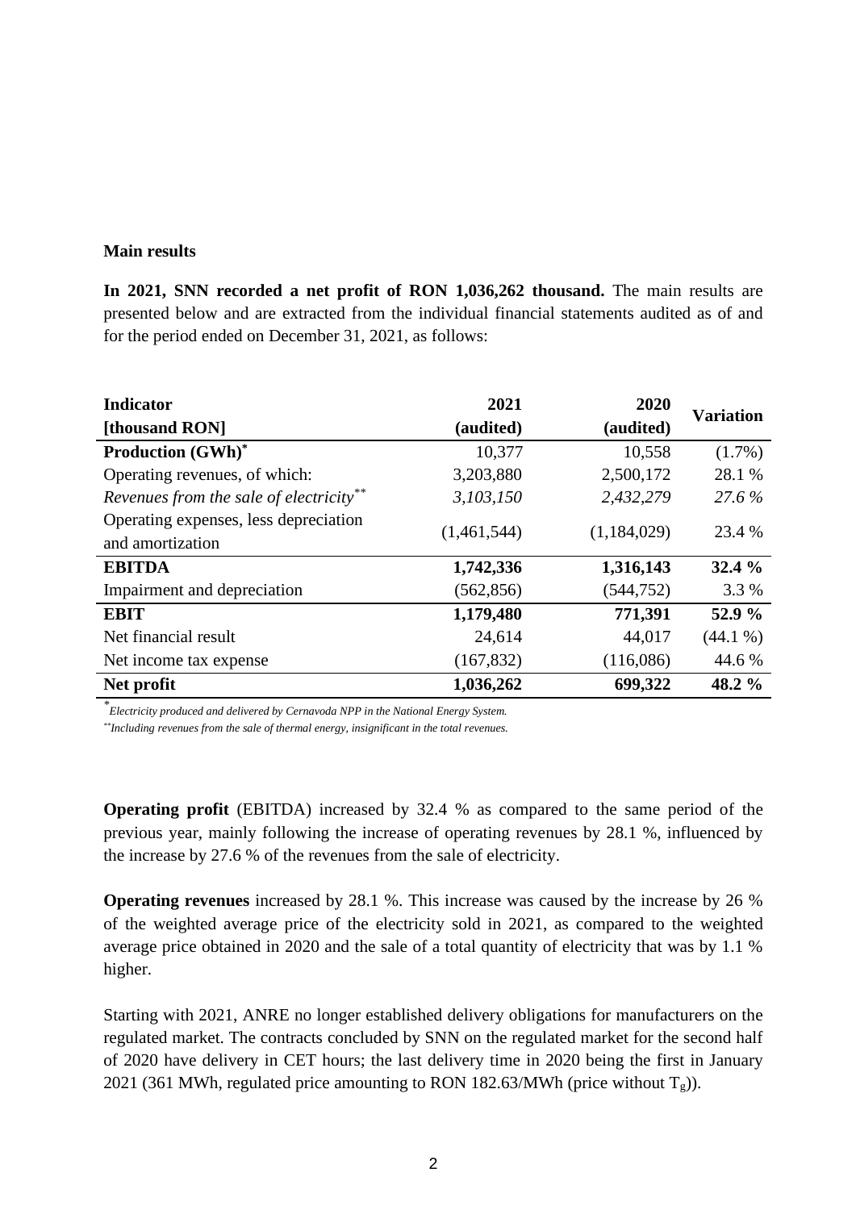**Main results**

**In 2021, SNN recorded a net profit of RON 1,036,262 thousand.** The main results are presented below and are extracted from the individual financial statements audited as of and for the period ended on December 31, 2021, as follows:

| **Indicator** **[thousand RON]** | **2021 (audited)** | **2020 (audited)** | **Variation** |
|---|---|---|---|
| **Production (GWh)*** | 10,377 | 10,558 | (1.7%) |
| Operating revenues, of which: | 3,203,880 | 2,500,172 | 28.1 % |
| *Revenues from the sale of electricity*** | *3,103,150* | *2,432,279* | *27.6 %* |
| Operating expenses, less depreciation and amortization | (1,461,544) | (1,184,029) | 23.4 % |
| **EBITDA** | **1,742,336** | **1,316,143** | **32.4 %** |
| Impairment and depreciation | (562,856) | (544,752) | 3.3 % |
| **EBIT** | **1,179,480** | **771,391** | **52.9 %** |
| Net financial result | 24,614 | 44,017 | (44.1 %) |
| Net income tax expense | (167,832) | (116,086) | 44.6 % |
| **Net profit** | **1,036,262** | **699,322** | **48.2 %** |

*Electricity produced and delivered by Cernavoda NPP in the National Energy System.*

**Including revenues from the sale of thermal energy, insignificant in the total revenues.*

**Operating profit** (EBITDA) increased by 32.4 % as compared to the same period of the previous year, mainly following the increase of operating revenues by 28.1 %, influenced by the increase by 27.6 % of the revenues from the sale of electricity.

**Operating revenues** increased by 28.1 %. This increase was caused by the increase by 26 % of the weighted average price of the electricity sold in 2021, as compared to the weighted average price obtained in 2020 and the sale of a total quantity of electricity that was by 1.1 % higher.

Starting with 2021, ANRE no longer established delivery obligations for manufacturers on the regulated market. The contracts concluded by SNN on the regulated market for the second half of 2020 have delivery in CET hours; the last delivery time in 2020 being the first in January 2021 (361 MWh, regulated price amounting to RON 182.63/MWh (price without $T_g$)).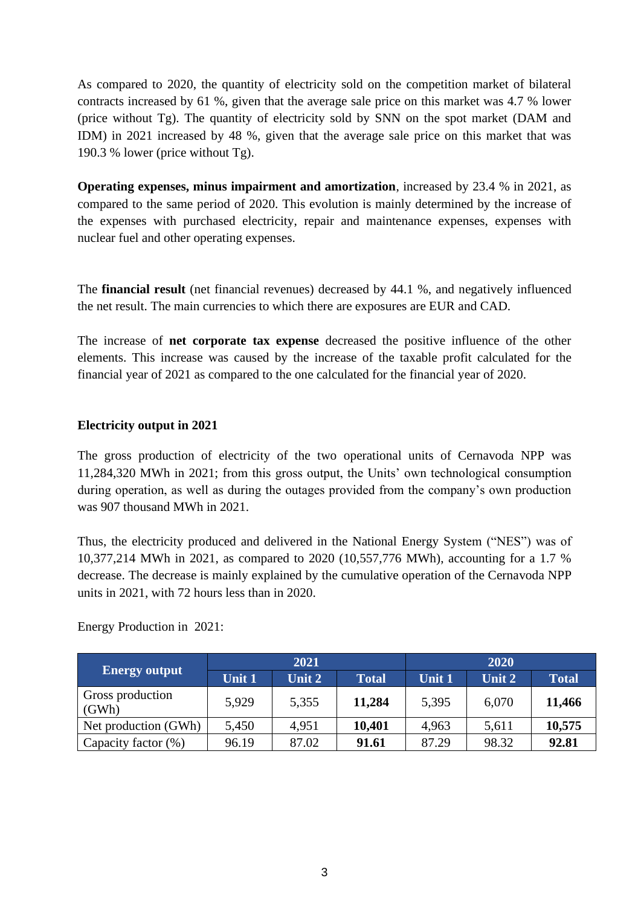As compared to 2020, the quantity of electricity sold on the competition market of bilateral contracts increased by 61 %, given that the average sale price on this market was 4.7 % lower (price without Tg). The quantity of electricity sold by SNN on the spot market (DAM and IDM) in 2021 increased by 48 %, given that the average sale price on this market that was 190.3 % lower (price without Tg).

**Operating expenses, minus impairment and amortization**, increased by 23.4 % in 2021, as compared to the same period of 2020. This evolution is mainly determined by the increase of the expenses with purchased electricity, repair and maintenance expenses, expenses with nuclear fuel and other operating expenses.

The **financial result** (net financial revenues) decreased by 44.1 %, and negatively influenced the net result. The main currencies to which there are exposures are EUR and CAD.

The increase of **net corporate tax expense** decreased the positive influence of the other elements. This increase was caused by the increase of the taxable profit calculated for the financial year of 2021 as compared to the one calculated for the financial year of 2020.

**Electricity output in 2021**

The gross production of electricity of the two operational units of Cernavoda NPP was 11,284,320 MWh in 2021; from this gross output, the Units' own technological consumption during operation, as well as during the outages provided from the company's own production was 907 thousand MWh in 2021.

Thus, the electricity produced and delivered in the National Energy System ("NES") was of 10,377,214 MWh in 2021, as compared to 2020 (10,557,776 MWh), accounting for a 1.7 % decrease. The decrease is mainly explained by the cumulative operation of the Cernavoda NPP units in 2021, with 72 hours less than in 2020.

Energy Production in 2021:

| Energy output | 2021 | | | 2020 | | |
|---|---|---|---|---|---|---|
| | Unit 1 | Unit 2 | Total | Unit 1 | Unit 2 | Total |
| Gross production (GWh) | 5,929 | 5,355 | **11,284** | 5,395 | 6,070 | **11,466** |
| Net production (GWh) | 5,450 | 4,951 | **10,401** | 4,963 | 5,611 | **10,575** |
| Capacity factor (%) | 96.19 | 87.02 | **91.61** | 87.29 | 98.32 | **92.81** |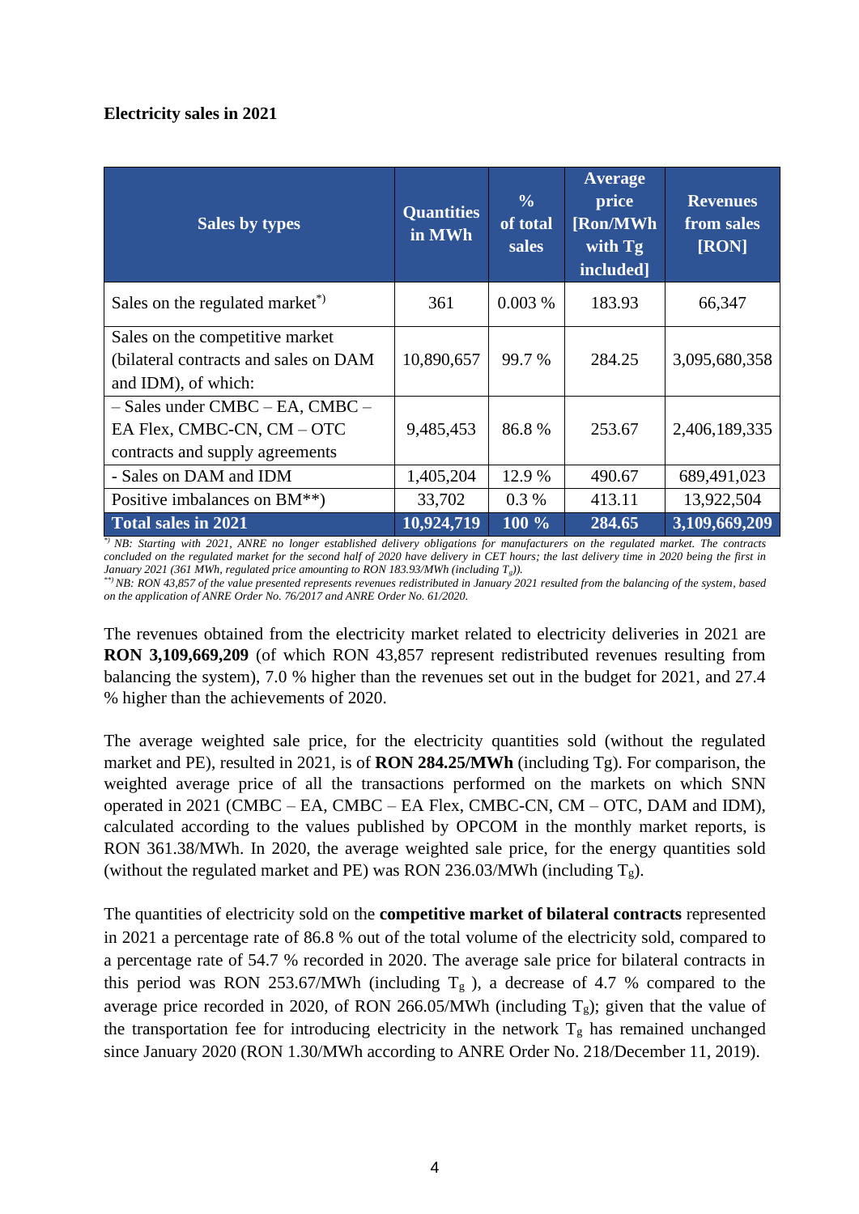**Electricity sales in 2021**

| Sales by types | Quantities in MWh | % of total sales | Average price [Ron/MWh with Tg included] | Revenues from sales [RON] |
|---|---|---|---|---|
| Sales on the regulated market[*)] | 361 | 0.003 % | 183.93 | 66,347 |
| Sales on the competitive market (bilateral contracts and sales on DAM and IDM), of which: | 10,890,657 | 99.7 % | 284.25 | 3,095,680,358 |
| – Sales under CMBC – EA, CMBC – EA Flex, CMBC-CN, CM – OTC contracts and supply agreements | 9,485,453 | 86.8 % | 253.67 | 2,406,189,335 |
| - Sales on DAM and IDM | 1,405,204 | 12.9 % | 490.67 | 689,491,023 |
| Positive imbalances on BM**) | 33,702 | 0.3 % | 413.11 | 13,922,504 |
| **Total sales in 2021** | **10,924,719** | **100 %** | **284.65** | **3,109,669,209** |

*[*)] NB: Starting with 2021, ANRE no longer established delivery obligations for manufacturers on the regulated market. The contracts concluded on the regulated market for the second half of 2020 have delivery in CET hours; the last delivery time in 2020 being the first in January 2021 (361 MWh, regulated price amounting to RON 183.93/MWh (including $T_g$)).*

*[**)] NB: RON 43,857 of the value presented represents revenues redistributed in January 2021 resulted from the balancing of the system, based on the application of ANRE Order No. 76/2017 and ANRE Order No. 61/2020.*

The revenues obtained from the electricity market related to electricity deliveries in 2021 are **RON 3,109,669,209** (of which RON 43,857 represent redistributed revenues resulting from balancing the system), 7.0 % higher than the revenues set out in the budget for 2021, and 27.4 % higher than the achievements of 2020.

The average weighted sale price, for the electricity quantities sold (without the regulated market and PE), resulted in 2021, is of **RON 284.25/MWh** (including Tg). For comparison, the weighted average price of all the transactions performed on the markets on which SNN operated in 2021 (CMBC – EA, CMBC – EA Flex, CMBC-CN, CM – OTC, DAM and IDM), calculated according to the values published by OPCOM in the monthly market reports, is RON 361.38/MWh. In 2020, the average weighted sale price, for the energy quantities sold (without the regulated market and PE) was RON 236.03/MWh (including $T_g$).

The quantities of electricity sold on the **competitive market of bilateral contracts** represented in 2021 a percentage rate of 86.8 % out of the total volume of the electricity sold, compared to a percentage rate of 54.7 % recorded in 2020. The average sale price for bilateral contracts in this period was RON 253.67/MWh (including $T_g$ ), a decrease of 4.7 % compared to the average price recorded in 2020, of RON 266.05/MWh (including $T_g$); given that the value of the transportation fee for introducing electricity in the network $T_g$ has remained unchanged since January 2020 (RON 1.30/MWh according to ANRE Order No. 218/December 11, 2019).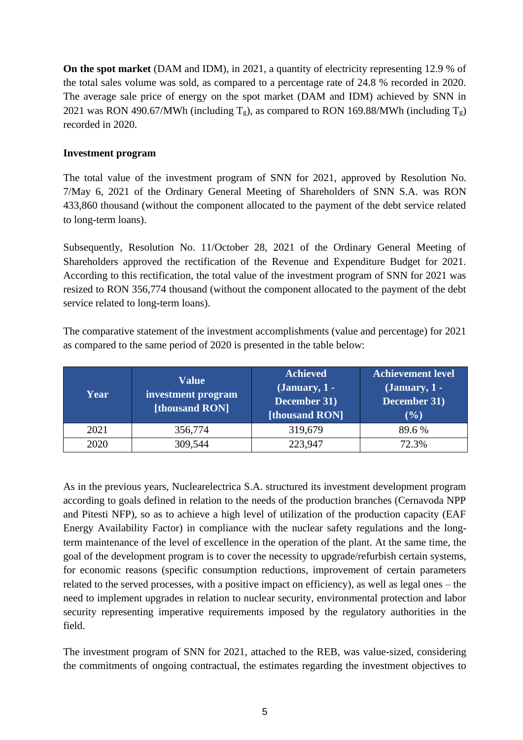**On the spot market** (DAM and IDM), in 2021, a quantity of electricity representing 12.9 % of the total sales volume was sold, as compared to a percentage rate of 24.8 % recorded in 2020. The average sale price of energy on the spot market (DAM and IDM) achieved by SNN in 2021 was RON 490.67/MWh (including $T_g$), as compared to RON 169.88/MWh (including $T_g$) recorded in 2020.

**Investment program**

The total value of the investment program of SNN for 2021, approved by Resolution No. 7/May 6, 2021 of the Ordinary General Meeting of Shareholders of SNN S.A. was RON 433,860 thousand (without the component allocated to the payment of the debt service related to long-term loans).

Subsequently, Resolution No. 11/October 28, 2021 of the Ordinary General Meeting of Shareholders approved the rectification of the Revenue and Expenditure Budget for 2021. According to this rectification, the total value of the investment program of SNN for 2021 was resized to RON 356,774 thousand (without the component allocated to the payment of the debt service related to long-term loans).

The comparative statement of the investment accomplishments (value and percentage) for 2021 as compared to the same period of 2020 is presented in the table below:

| Year | Value investment program [thousand RON] | Achieved (January, 1 - December 31) [thousand RON] | Achievement level (January, 1 - December 31) (%) |
|---|---|---|---|
| 2021 | 356,774 | 319,679 | 89.6 % |
| 2020 | 309,544 | 223,947 | 72.3% |

As in the previous years, Nuclearelectrica S.A. structured its investment development program according to goals defined in relation to the needs of the production branches (Cernavoda NPP and Pitesti NFP), so as to achieve a high level of utilization of the production capacity (EAF Energy Availability Factor) in compliance with the nuclear safety regulations and the long-term maintenance of the level of excellence in the operation of the plant. At the same time, the goal of the development program is to cover the necessity to upgrade/refurbish certain systems, for economic reasons (specific consumption reductions, improvement of certain parameters related to the served processes, with a positive impact on efficiency), as well as legal ones – the need to implement upgrades in relation to nuclear security, environmental protection and labor security representing imperative requirements imposed by the regulatory authorities in the field.

The investment program of SNN for 2021, attached to the REB, was value-sized, considering the commitments of ongoing contractual, the estimates regarding the investment objectives to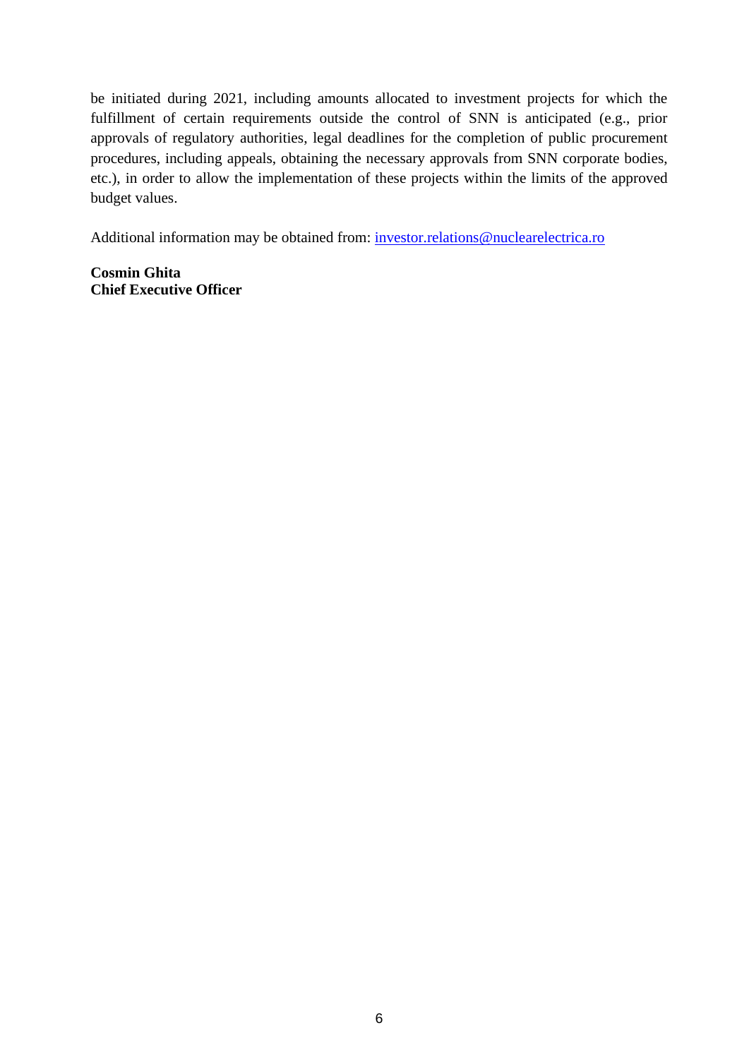be initiated during 2021, including amounts allocated to investment projects for which the fulfillment of certain requirements outside the control of SNN is anticipated (e.g., prior approvals of regulatory authorities, legal deadlines for the completion of public procurement procedures, including appeals, obtaining the necessary approvals from SNN corporate bodies, etc.), in order to allow the implementation of these projects within the limits of the approved budget values.

Additional information may be obtained from: investor.relations@nuclearelectrica.ro

**Cosmin Ghita**
**Chief Executive Officer**